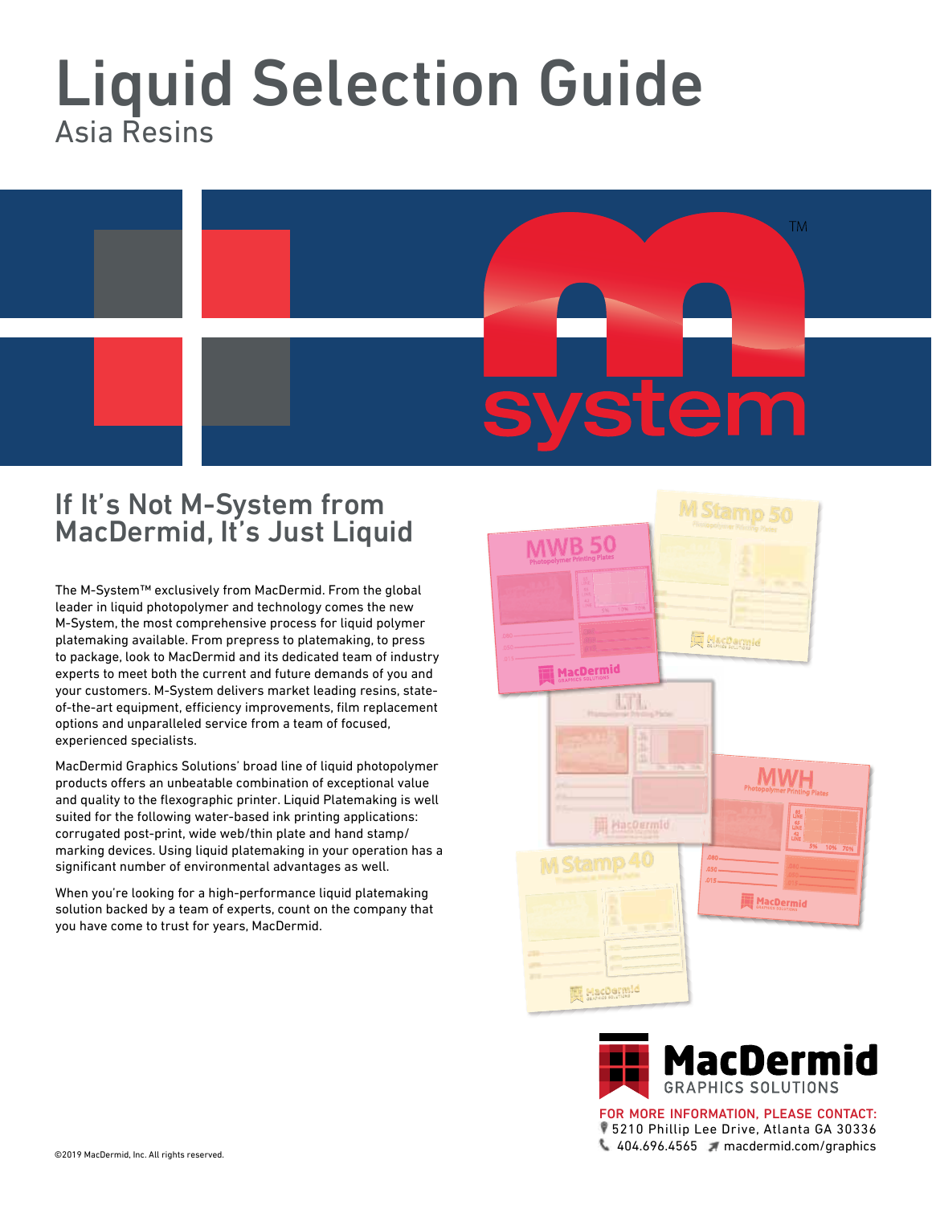# Liquid Selection Guide

Asia Resins

## If It's Not M-System from MacDermid, It's Just Liquid

The M-System™ exclusively from MacDermid. From the global leader in liquid photopolymer and technology comes the new M-System, the most comprehensive process for liquid polymer platemaking available. From prepress to platemaking, to press to package, look to MacDermid and its dedicated team of industry experts to meet both the current and future demands of you and your customers. M-System delivers market leading resins, state-of-the-art equipment, efficiency improvements, film replacement options and unparalleled service from a team of focused, experienced specialists.

MacDermid Graphics Solutions' broad line of liquid photopolymer products offers an unbeatable combination of exceptional value and quality to the flexographic printer. Liquid Platemaking is well suited for the following water-based ink printing applications: corrugated post-print, wide web/thin plate and hand stamp/marking devices. Using liquid platemaking in your operation has a significant number of environmental advantages as well.

When you're looking for a high-performance liquid platemaking solution backed by a team of experts, count on the company that you have come to trust for years, MacDermid.

MacDermid GRAPHICS SOLUTIONS

FOR MORE INFORMATION, PLEASE CONTACT:
5210 Phillip Lee Drive, Atlanta GA 30336
404.696.4565 macdermid.com/graphics

©2019 MacDermid, Inc. All rights reserved.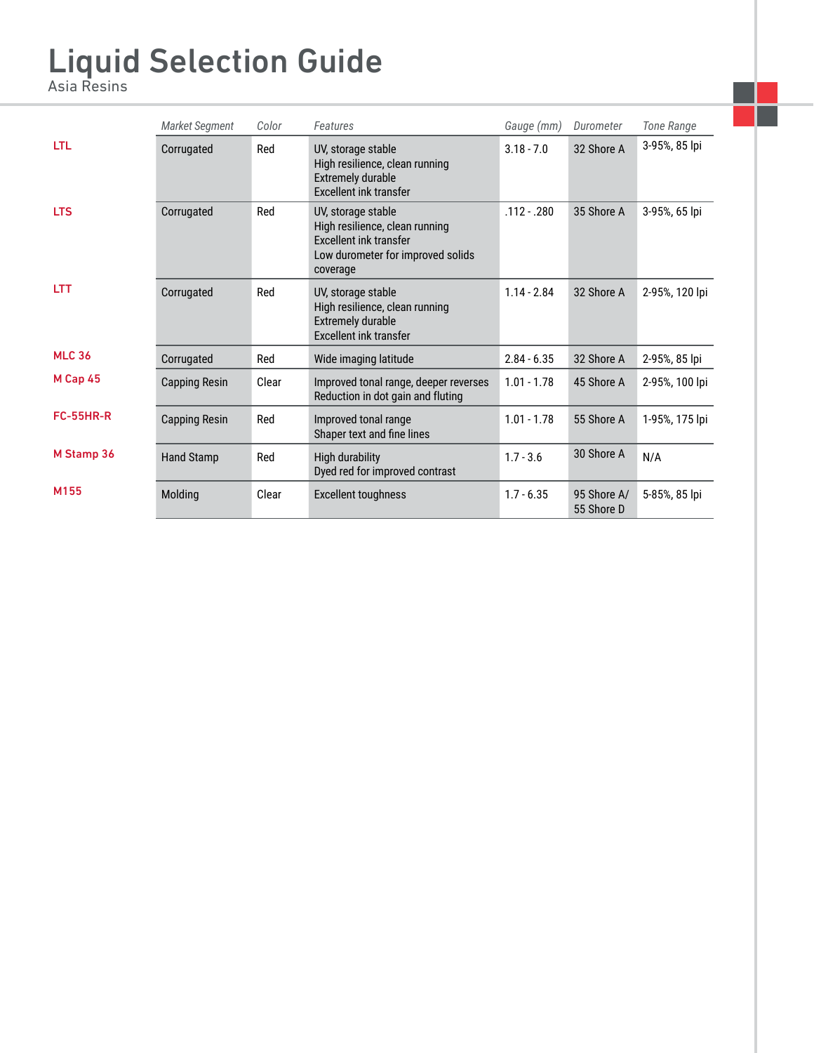# Liquid Selection Guide

Asia Resins

| | Market Segment | Color | Features | Gauge (mm) | Durometer | Tone Range |
|---|---|---|---|---|---|---|
| **LTL** | Corrugated | Red | UV, storage stable<br>High resilience, clean running<br>Extremely durable<br>Excellent ink transfer | 3.18 - 7.0 | 32 Shore A | 3-95%, 85 lpi |
| **LTS** | Corrugated | Red | UV, storage stable<br>High resilience, clean running<br>Excellent ink transfer<br>Low durometer for improved solids coverage | .112 - .280 | 35 Shore A | 3-95%, 65 lpi |
| **LTT** | Corrugated | Red | UV, storage stable<br>High resilience, clean running<br>Extremely durable<br>Excellent ink transfer | 1.14 - 2.84 | 32 Shore A | 2-95%, 120 lpi |
| **MLC 36** | Corrugated | Red | Wide imaging latitude | 2.84 - 6.35 | 32 Shore A | 2-95%, 85 lpi |
| **M Cap 45** | Capping Resin | Clear | Improved tonal range, deeper reverses<br>Reduction in dot gain and fluting | 1.01 - 1.78 | 45 Shore A | 2-95%, 100 lpi |
| **FC-55HR-R** | Capping Resin | Red | Improved tonal range<br>Shaper text and fine lines | 1.01 - 1.78 | 55 Shore A | 1-95%, 175 lpi |
| **M Stamp 36** | Hand Stamp | Red | High durability<br>Dyed red for improved contrast | 1.7 - 3.6 | 30 Shore A | N/A |
| **M155** | Molding | Clear | Excellent toughness | 1.7 - 6.35 | 95 Shore A/<br>55 Shore D | 5-85%, 85 lpi |